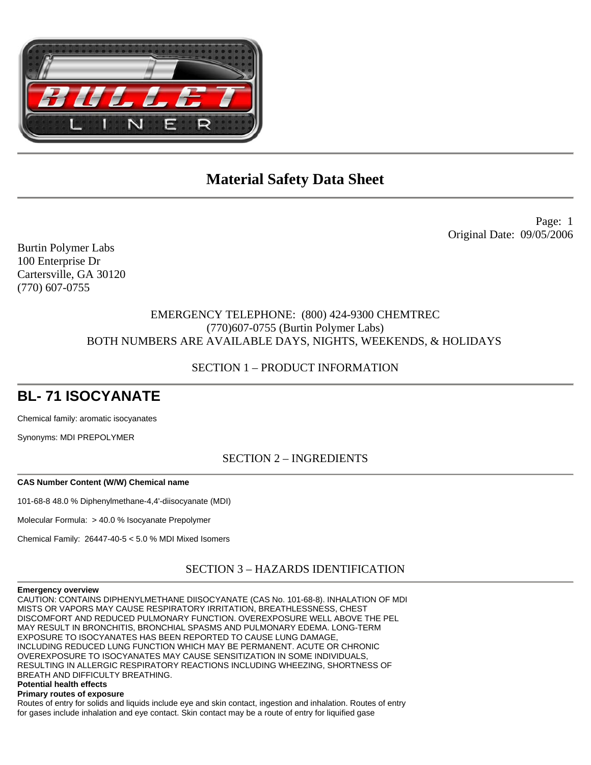# Material Safety Data Sheet

Page: 1
Original Date: 09/05/2006

Burtin Polymer Labs
100 Enterprise Dr
Cartersville, GA 30120
(770) 607-0755

EMERGENCY TELEPHONE: (800) 424-9300 CHEMTREC
(770)607-0755 (Burtin Polymer Labs)
BOTH NUMBERS ARE AVAILABLE DAYS, NIGHTS, WEEKENDS, & HOLIDAYS

## SECTION 1 – PRODUCT INFORMATION

# BL- 71 ISOCYANATE

Chemical family: aromatic isocyanates

Synonyms: MDI PREPOLYMER

## SECTION 2 – INGREDIENTS

**CAS Number Content (W/W) Chemical name**

101-68-8 48.0 % Diphenylmethane-4,4'-diisocyanate (MDI)

Molecular Formula: > 40.0 % Isocyanate Prepolymer

Chemical Family: 26447-40-5 < 5.0 % MDI Mixed Isomers

## SECTION 3 – HAZARDS IDENTIFICATION

**Emergency overview**
CAUTION: CONTAINS DIPHENYLMETHANE DIISOCYANATE (CAS No. 101-68-8). INHALATION OF MDI MISTS OR VAPORS MAY CAUSE RESPIRATORY IRRITATION, BREATHLESSNESS, CHEST DISCOMFORT AND REDUCED PULMONARY FUNCTION. OVEREXPOSURE WELL ABOVE THE PEL MAY RESULT IN BRONCHITIS, BRONCHIAL SPASMS AND PULMONARY EDEMA. LONG-TERM EXPOSURE TO ISOCYANATES HAS BEEN REPORTED TO CAUSE LUNG DAMAGE, INCLUDING REDUCED LUNG FUNCTION WHICH MAY BE PERMANENT. ACUTE OR CHRONIC OVEREXPOSURE TO ISOCYANATES MAY CAUSE SENSITIZATION IN SOME INDIVIDUALS, RESULTING IN ALLERGIC RESPIRATORY REACTIONS INCLUDING WHEEZING, SHORTNESS OF BREATH AND DIFFICULTY BREATHING.

**Potential health effects**

**Primary routes of exposure**
Routes of entry for solids and liquids include eye and skin contact, ingestion and inhalation. Routes of entry for gases include inhalation and eye contact. Skin contact may be a route of entry for liquified gase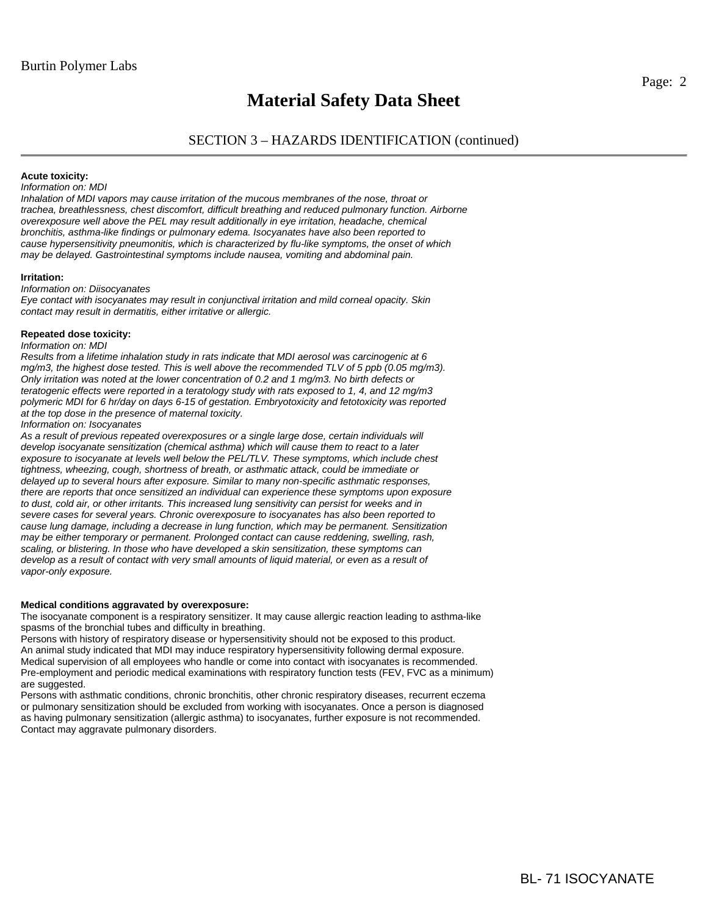# Material Safety Data Sheet

## SECTION 3 – HAZARDS IDENTIFICATION (continued)

**Acute toxicity:**
*Information on: MDI*
*Inhalation of MDI vapors may cause irritation of the mucous membranes of the nose, throat or trachea, breathlessness, chest discomfort, difficult breathing and reduced pulmonary function. Airborne overexposure well above the PEL may result additionally in eye irritation, headache, chemical bronchitis, asthma-like findings or pulmonary edema. Isocyanates have also been reported to cause hypersensitivity pneumonitis, which is characterized by flu-like symptoms, the onset of which may be delayed. Gastrointestinal symptoms include nausea, vomiting and abdominal pain.*

**Irritation:**
*Information on: Diisocyanates*
*Eye contact with isocyanates may result in conjunctival irritation and mild corneal opacity. Skin contact may result in dermatitis, either irritative or allergic.*

**Repeated dose toxicity:**
*Information on: MDI*
*Results from a lifetime inhalation study in rats indicate that MDI aerosol was carcinogenic at 6 mg/m3, the highest dose tested. This is well above the recommended TLV of 5 ppb (0.05 mg/m3). Only irritation was noted at the lower concentration of 0.2 and 1 mg/m3. No birth defects or teratogenic effects were reported in a teratology study with rats exposed to 1, 4, and 12 mg/m3 polymeric MDI for 6 hr/day on days 6-15 of gestation. Embryotoxicity and fetotoxicity was reported at the top dose in the presence of maternal toxicity.*
*Information on: Isocyanates*
*As a result of previous repeated overexposures or a single large dose, certain individuals will develop isocyanate sensitization (chemical asthma) which will cause them to react to a later exposure to isocyanate at levels well below the PEL/TLV. These symptoms, which include chest tightness, wheezing, cough, shortness of breath, or asthmatic attack, could be immediate or delayed up to several hours after exposure. Similar to many non-specific asthmatic responses, there are reports that once sensitized an individual can experience these symptoms upon exposure to dust, cold air, or other irritants. This increased lung sensitivity can persist for weeks and in severe cases for several years. Chronic overexposure to isocyanates has also been reported to cause lung damage, including a decrease in lung function, which may be permanent. Sensitization may be either temporary or permanent. Prolonged contact can cause reddening, swelling, rash, scaling, or blistering. In those who have developed a skin sensitization, these symptoms can develop as a result of contact with very small amounts of liquid material, or even as a result of vapor-only exposure.*

**Medical conditions aggravated by overexposure:**
The isocyanate component is a respiratory sensitizer. It may cause allergic reaction leading to asthma-like spasms of the bronchial tubes and difficulty in breathing.
Persons with history of respiratory disease or hypersensitivity should not be exposed to this product.
An animal study indicated that MDI may induce respiratory hypersensitivity following dermal exposure.
Medical supervision of all employees who handle or come into contact with isocyanates is recommended.
Pre-employment and periodic medical examinations with respiratory function tests (FEV, FVC as a minimum) are suggested.
Persons with asthmatic conditions, chronic bronchitis, other chronic respiratory diseases, recurrent eczema or pulmonary sensitization should be excluded from working with isocyanates. Once a person is diagnosed as having pulmonary sensitization (allergic asthma) to isocyanates, further exposure is not recommended.
Contact may aggravate pulmonary disorders.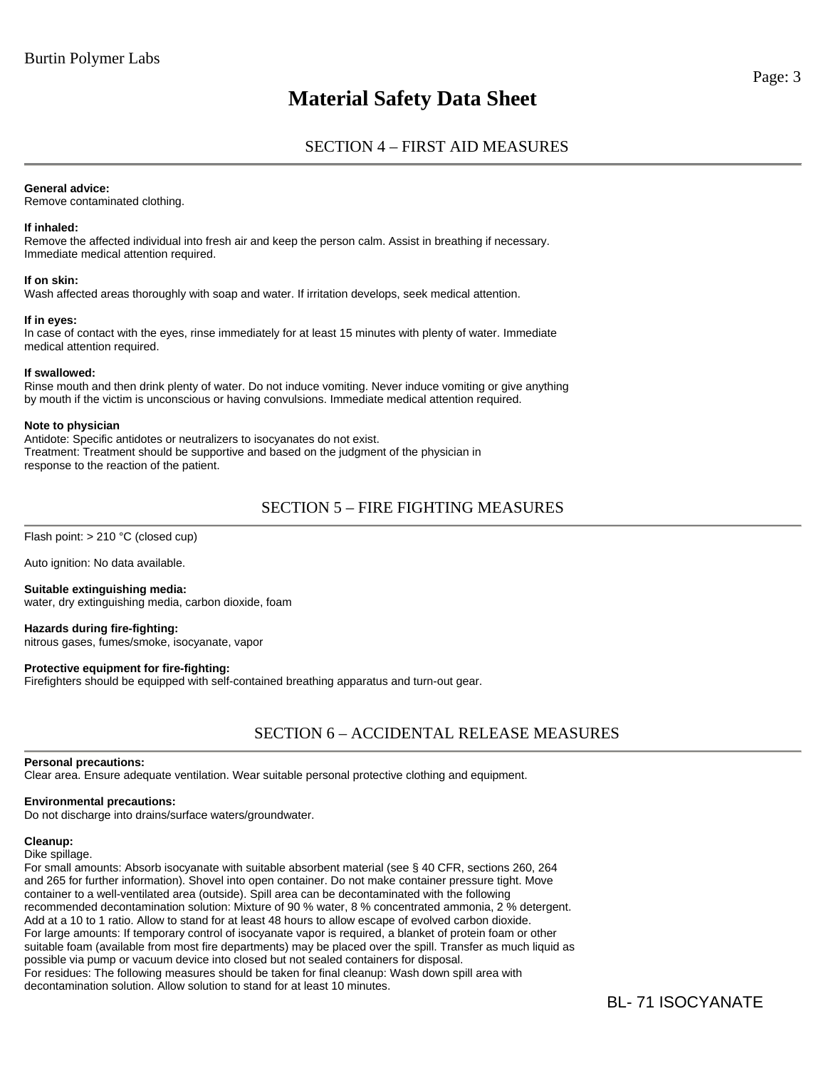## SECTION 4 – FIRST AID MEASURES

**General advice:**
Remove contaminated clothing.

**If inhaled:**
Remove the affected individual into fresh air and keep the person calm. Assist in breathing if necessary. Immediate medical attention required.

**If on skin:**
Wash affected areas thoroughly with soap and water. If irritation develops, seek medical attention.

**If in eyes:**
In case of contact with the eyes, rinse immediately for at least 15 minutes with plenty of water. Immediate medical attention required.

**If swallowed:**
Rinse mouth and then drink plenty of water. Do not induce vomiting. Never induce vomiting or give anything by mouth if the victim is unconscious or having convulsions. Immediate medical attention required.

**Note to physician**
Antidote: Specific antidotes or neutralizers to isocyanates do not exist.
Treatment: Treatment should be supportive and based on the judgment of the physician in response to the reaction of the patient.

## SECTION 5 – FIRE FIGHTING MEASURES

Flash point: > 210 °C (closed cup)

Auto ignition: No data available.

**Suitable extinguishing media:**
water, dry extinguishing media, carbon dioxide, foam

**Hazards during fire-fighting:**
nitrous gases, fumes/smoke, isocyanate, vapor

**Protective equipment for fire-fighting:**
Firefighters should be equipped with self-contained breathing apparatus and turn-out gear.

## SECTION 6 – ACCIDENTAL RELEASE MEASURES

**Personal precautions:**
Clear area. Ensure adequate ventilation. Wear suitable personal protective clothing and equipment.

**Environmental precautions:**
Do not discharge into drains/surface waters/groundwater.

**Cleanup:**
Dike spillage.
For small amounts: Absorb isocyanate with suitable absorbent material (see § 40 CFR, sections 260, 264 and 265 for further information). Shovel into open container. Do not make container pressure tight. Move container to a well-ventilated area (outside). Spill area can be decontaminated with the following recommended decontamination solution: Mixture of 90 % water, 8 % concentrated ammonia, 2 % detergent. Add at a 10 to 1 ratio. Allow to stand for at least 48 hours to allow escape of evolved carbon dioxide.
For large amounts: If temporary control of isocyanate vapor is required, a blanket of protein foam or other suitable foam (available from most fire departments) may be placed over the spill. Transfer as much liquid as possible via pump or vacuum device into closed but not sealed containers for disposal.
For residues: The following measures should be taken for final cleanup: Wash down spill area with decontamination solution. Allow solution to stand for at least 10 minutes.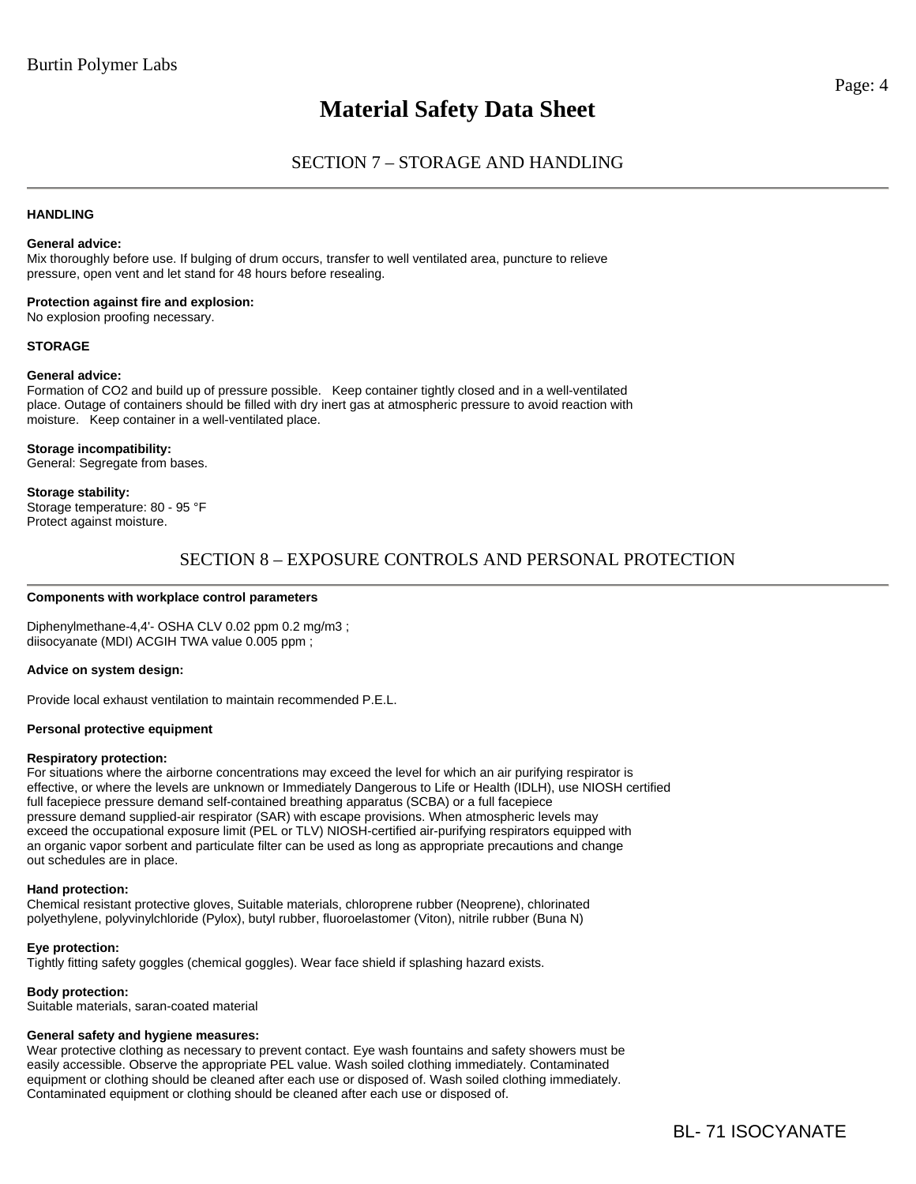# Material Safety Data Sheet

## SECTION 7 – STORAGE AND HANDLING

**HANDLING**

**General advice:**
Mix thoroughly before use. If bulging of drum occurs, transfer to well ventilated area, puncture to relieve pressure, open vent and let stand for 48 hours before resealing.

**Protection against fire and explosion:**
No explosion proofing necessary.

**STORAGE**

**General advice:**
Formation of $CO_2$ and build up of pressure possible. Keep container tightly closed and in a well-ventilated place. Outage of containers should be filled with dry inert gas at atmospheric pressure to avoid reaction with moisture. Keep container in a well-ventilated place.

**Storage incompatibility:**
General: Segregate from bases.

**Storage stability:**
Storage temperature: 80 - 95 °F
Protect against moisture.

## SECTION 8 – EXPOSURE CONTROLS AND PERSONAL PROTECTION

**Components with workplace control parameters**

Diphenylmethane-4,4'- OSHA CLV 0.02 ppm 0.2 mg/m3 ;
diisocyanate (MDI) ACGIH TWA value 0.005 ppm ;

**Advice on system design:**

Provide local exhaust ventilation to maintain recommended P.E.L.

**Personal protective equipment**

**Respiratory protection:**
For situations where the airborne concentrations may exceed the level for which an air purifying respirator is effective, or where the levels are unknown or Immediately Dangerous to Life or Health (IDLH), use NIOSH certified full facepiece pressure demand self-contained breathing apparatus (SCBA) or a full facepiece pressure demand supplied-air respirator (SAR) with escape provisions. When atmospheric levels may exceed the occupational exposure limit (PEL or TLV) NIOSH-certified air-purifying respirators equipped with an organic vapor sorbent and particulate filter can be used as long as appropriate precautions and change out schedules are in place.

**Hand protection:**
Chemical resistant protective gloves, Suitable materials, chloroprene rubber (Neoprene), chlorinated polyethylene, polyvinylchloride (Pylox), butyl rubber, fluoroelastomer (Viton), nitrile rubber (Buna N)

**Eye protection:**
Tightly fitting safety goggles (chemical goggles). Wear face shield if splashing hazard exists.

**Body protection:**
Suitable materials, saran-coated material

**General safety and hygiene measures:**
Wear protective clothing as necessary to prevent contact. Eye wash fountains and safety showers must be easily accessible. Observe the appropriate PEL value. Wash soiled clothing immediately. Contaminated equipment or clothing should be cleaned after each use or disposed of. Wash soiled clothing immediately. Contaminated equipment or clothing should be cleaned after each use or disposed of.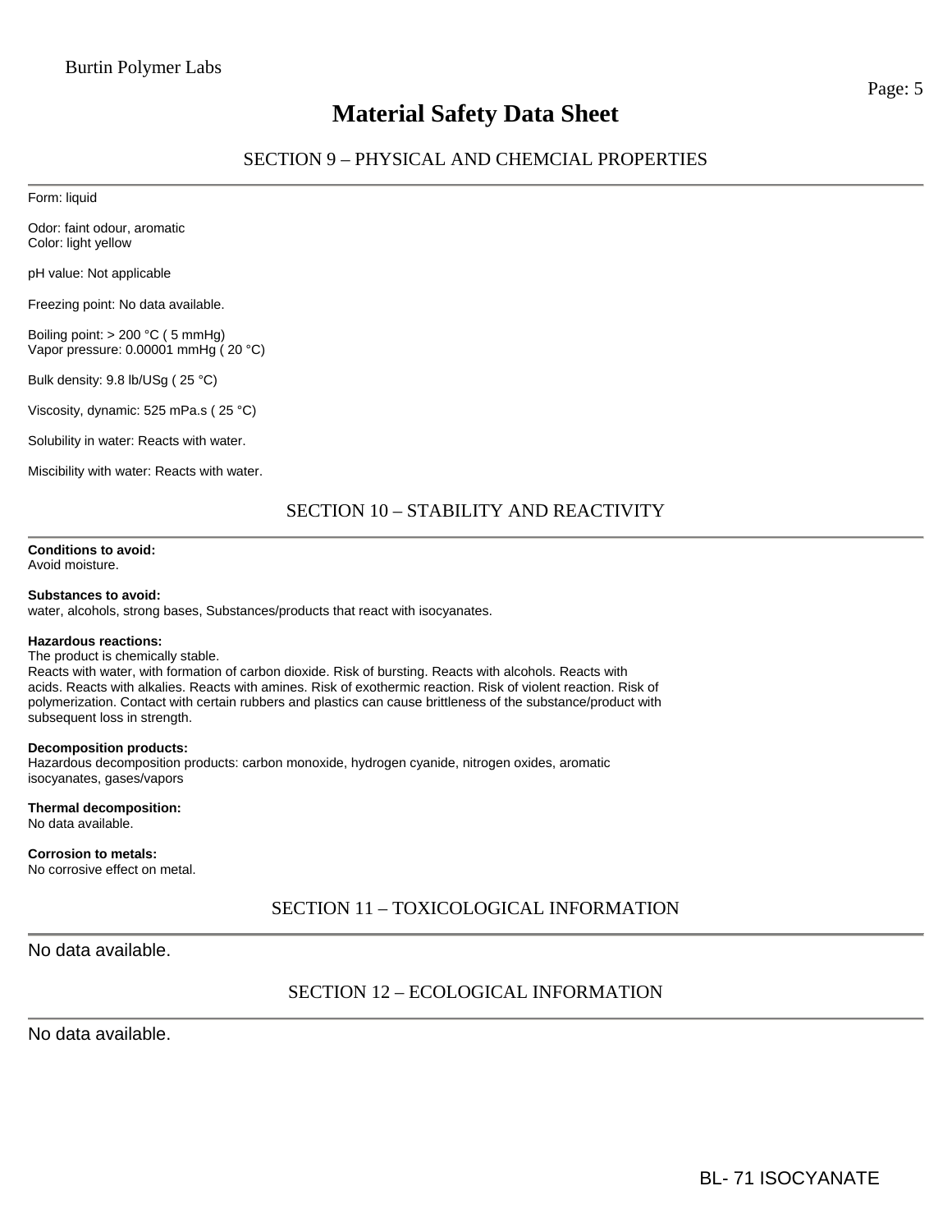# Material Safety Data Sheet

## SECTION 9 – PHYSICAL AND CHEMCIAL PROPERTIES

Form: liquid

Odor: faint odour, aromatic
Color: light yellow

pH value: Not applicable

Freezing point: No data available.

Boiling point: > 200 °C ( 5 mmHg)
Vapor pressure: 0.00001 mmHg ( 20 °C)

Bulk density: 9.8 lb/USg ( 25 °C)

Viscosity, dynamic: 525 mPa.s ( 25 °C)

Solubility in water: Reacts with water.

Miscibility with water: Reacts with water.

## SECTION 10 – STABILITY AND REACTIVITY

**Conditions to avoid:**
Avoid moisture.

**Substances to avoid:**
water, alcohols, strong bases, Substances/products that react with isocyanates.

**Hazardous reactions:**
The product is chemically stable.
Reacts with water, with formation of carbon dioxide. Risk of bursting. Reacts with alcohols. Reacts with acids. Reacts with alkalies. Reacts with amines. Risk of exothermic reaction. Risk of violent reaction. Risk of polymerization. Contact with certain rubbers and plastics can cause brittleness of the substance/product with subsequent loss in strength.

**Decomposition products:**
Hazardous decomposition products: carbon monoxide, hydrogen cyanide, nitrogen oxides, aromatic isocyanates, gases/vapors

**Thermal decomposition:**
No data available.

**Corrosion to metals:**
No corrosive effect on metal.

## SECTION 11 – TOXICOLOGICAL INFORMATION

No data available.

## SECTION 12 – ECOLOGICAL INFORMATION

No data available.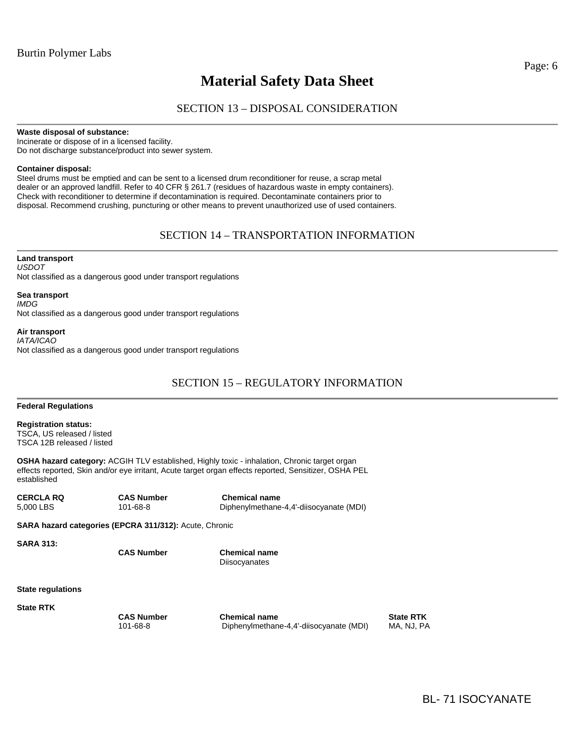# Material Safety Data Sheet

## SECTION 13 – DISPOSAL CONSIDERATION

**Waste disposal of substance:**
Incinerate or dispose of in a licensed facility.
Do not discharge substance/product into sewer system.

**Container disposal:**
Steel drums must be emptied and can be sent to a licensed drum reconditioner for reuse, a scrap metal dealer or an approved landfill. Refer to 40 CFR § 261.7 (residues of hazardous waste in empty containers). Check with reconditioner to determine if decontamination is required. Decontaminate containers prior to disposal. Recommend crushing, puncturing or other means to prevent unauthorized use of used containers.

## SECTION 14 – TRANSPORTATION INFORMATION

**Land transport**
*USDOT*
Not classified as a dangerous good under transport regulations

**Sea transport**
*IMDG*
Not classified as a dangerous good under transport regulations

**Air transport**
*IATA/ICAO*
Not classified as a dangerous good under transport regulations

## SECTION 15 – REGULATORY INFORMATION

**Federal Regulations**

**Registration status:**
TSCA, US released / listed
TSCA 12B released / listed

**OSHA hazard category:** ACGIH TLV established, Highly toxic - inhalation, Chronic target organ effects reported, Skin and/or eye irritant, Acute target organ effects reported, Sensitizer, OSHA PEL established

| CERCLA RQ | CAS Number | Chemical name |
|---|---|---|
| 5,000 LBS | 101-68-8 | Diphenylmethane-4,4'-diisocyanate (MDI) |

**SARA hazard categories (EPCRA 311/312):** Acute, Chronic

**SARA 313:**

| CAS Number | Chemical name |
|---|---|
| | Diisocyanates |

**State regulations**

**State RTK**

| CAS Number | Chemical name | State RTK |
|---|---|---|
| 101-68-8 | Diphenylmethane-4,4'-diisocyanate (MDI) | MA, NJ, PA |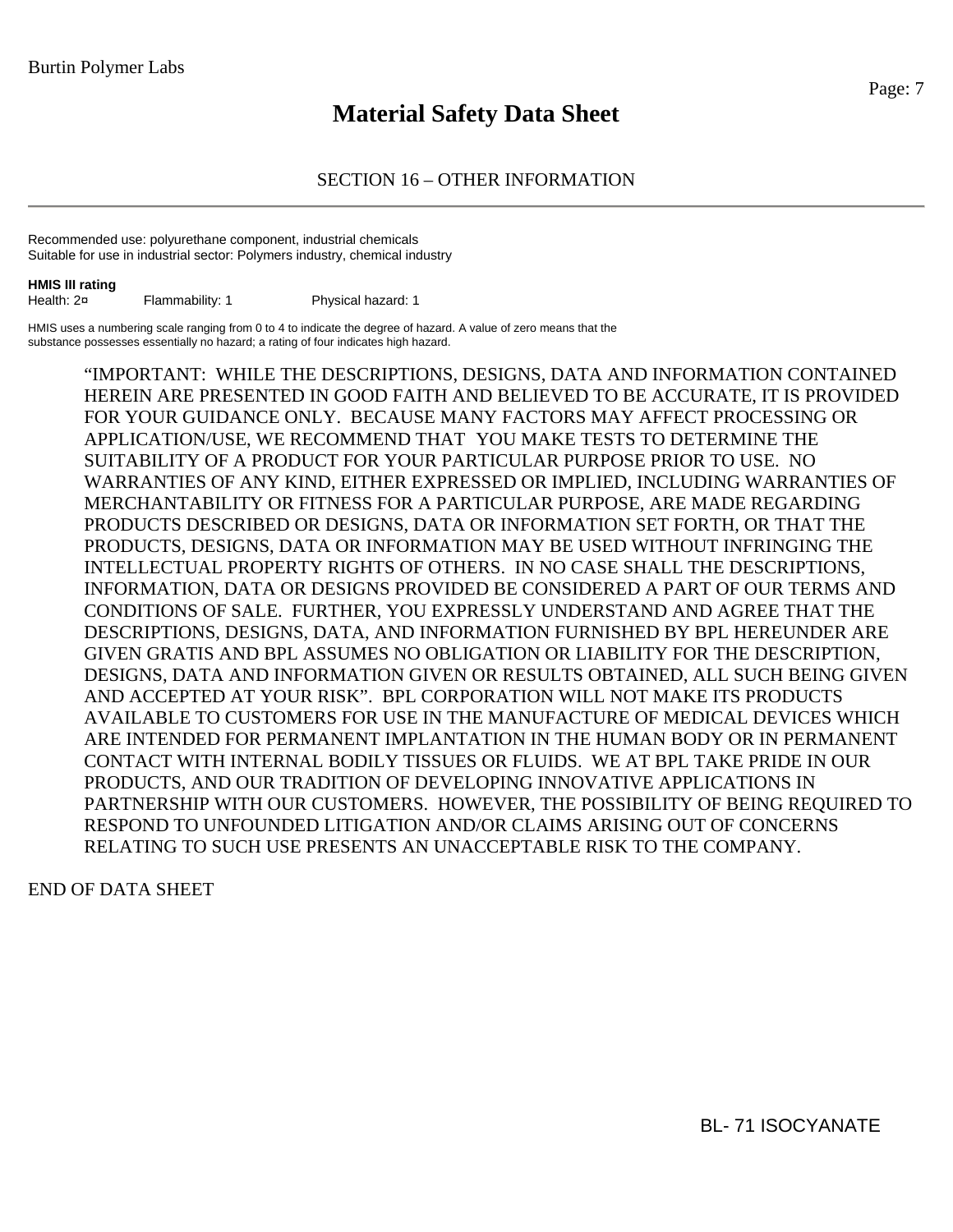# Material Safety Data Sheet

## SECTION 16 – OTHER INFORMATION

Recommended use: polyurethane component, industrial chemicals
Suitable for use in industrial sector: Polymers industry, chemical industry

**HMIS III rating**

Health: 2¤ Flammability: 1 Physical hazard: 1

HMIS uses a numbering scale ranging from 0 to 4 to indicate the degree of hazard. A value of zero means that the substance possesses essentially no hazard; a rating of four indicates high hazard.

"IMPORTANT: WHILE THE DESCRIPTIONS, DESIGNS, DATA AND INFORMATION CONTAINED HEREIN ARE PRESENTED IN GOOD FAITH AND BELIEVED TO BE ACCURATE, IT IS PROVIDED FOR YOUR GUIDANCE ONLY. BECAUSE MANY FACTORS MAY AFFECT PROCESSING OR APPLICATION/USE, WE RECOMMEND THAT YOU MAKE TESTS TO DETERMINE THE SUITABILITY OF A PRODUCT FOR YOUR PARTICULAR PURPOSE PRIOR TO USE. NO WARRANTIES OF ANY KIND, EITHER EXPRESSED OR IMPLIED, INCLUDING WARRANTIES OF MERCHANTABILITY OR FITNESS FOR A PARTICULAR PURPOSE, ARE MADE REGARDING PRODUCTS DESCRIBED OR DESIGNS, DATA OR INFORMATION SET FORTH, OR THAT THE PRODUCTS, DESIGNS, DATA OR INFORMATION MAY BE USED WITHOUT INFRINGING THE INTELLECTUAL PROPERTY RIGHTS OF OTHERS. IN NO CASE SHALL THE DESCRIPTIONS, INFORMATION, DATA OR DESIGNS PROVIDED BE CONSIDERED A PART OF OUR TERMS AND CONDITIONS OF SALE. FURTHER, YOU EXPRESSLY UNDERSTAND AND AGREE THAT THE DESCRIPTIONS, DESIGNS, DATA, AND INFORMATION FURNISHED BY BPL HEREUNDER ARE GIVEN GRATIS AND BPL ASSUMES NO OBLIGATION OR LIABILITY FOR THE DESCRIPTION, DESIGNS, DATA AND INFORMATION GIVEN OR RESULTS OBTAINED, ALL SUCH BEING GIVEN AND ACCEPTED AT YOUR RISK". BPL CORPORATION WILL NOT MAKE ITS PRODUCTS AVAILABLE TO CUSTOMERS FOR USE IN THE MANUFACTURE OF MEDICAL DEVICES WHICH ARE INTENDED FOR PERMANENT IMPLANTATION IN THE HUMAN BODY OR IN PERMANENT CONTACT WITH INTERNAL BODILY TISSUES OR FLUIDS. WE AT BPL TAKE PRIDE IN OUR PRODUCTS, AND OUR TRADITION OF DEVELOPING INNOVATIVE APPLICATIONS IN PARTNERSHIP WITH OUR CUSTOMERS. HOWEVER, THE POSSIBILITY OF BEING REQUIRED TO RESPOND TO UNFOUNDED LITIGATION AND/OR CLAIMS ARISING OUT OF CONCERNS RELATING TO SUCH USE PRESENTS AN UNACCEPTABLE RISK TO THE COMPANY.

END OF DATA SHEET